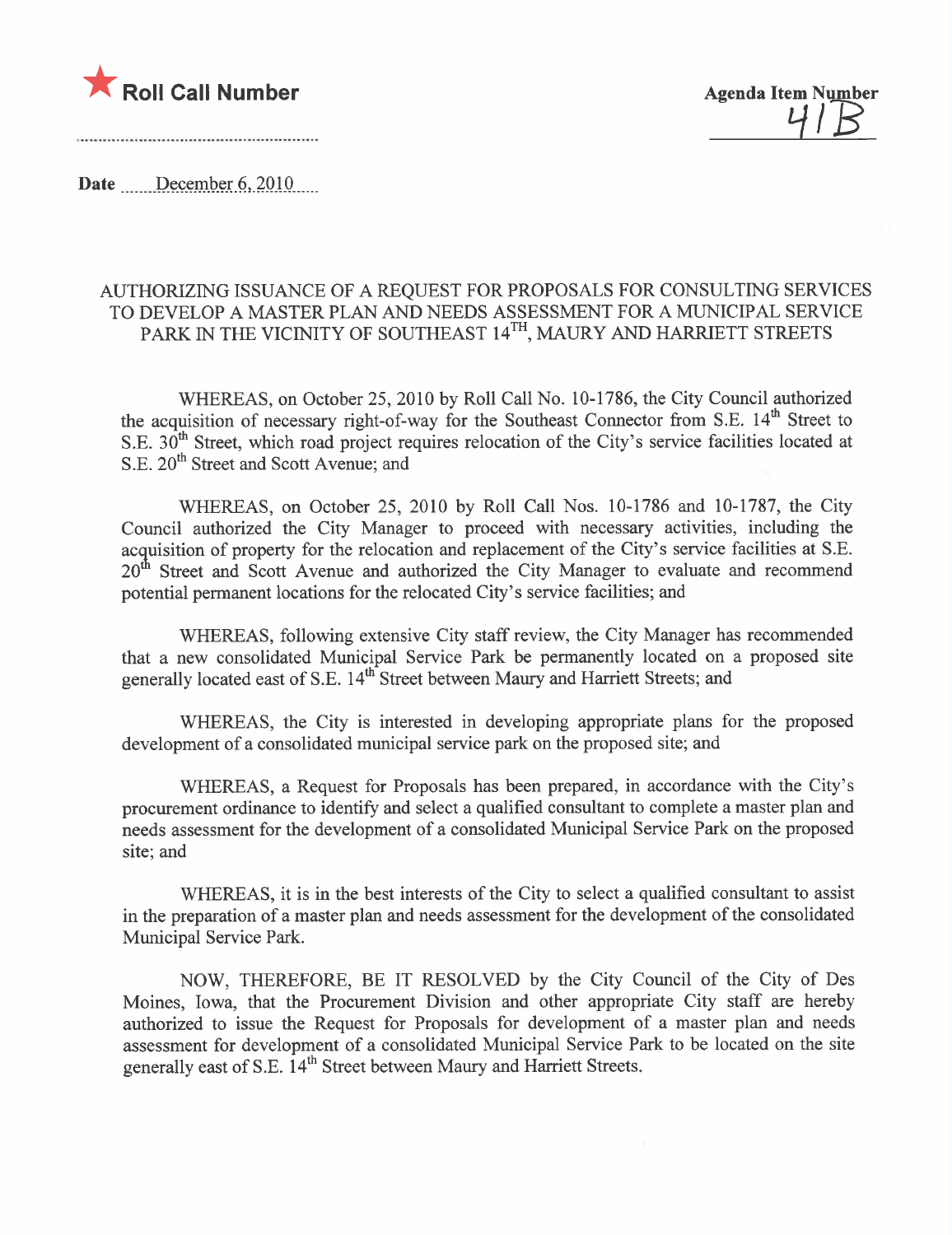★ **Roll Call Number**

**Agenda Item Number**
41B

**Date** December 6, 2010

AUTHORIZING ISSUANCE OF A REQUEST FOR PROPOSALS FOR CONSULTING SERVICES TO DEVELOP A MASTER PLAN AND NEEDS ASSESSMENT FOR A MUNICIPAL SERVICE PARK IN THE VICINITY OF SOUTHEAST 14TH, MAURY AND HARRIETT STREETS

WHEREAS, on October 25, 2010 by Roll Call No. 10-1786, the City Council authorized the acquisition of necessary right-of-way for the Southeast Connector from S.E. 14th Street to S.E. 30th Street, which road project requires relocation of the City's service facilities located at S.E. 20th Street and Scott Avenue; and

WHEREAS, on October 25, 2010 by Roll Call Nos. 10-1786 and 10-1787, the City Council authorized the City Manager to proceed with necessary activities, including the acquisition of property for the relocation and replacement of the City's service facilities at S.E. 20th Street and Scott Avenue and authorized the City Manager to evaluate and recommend potential permanent locations for the relocated City's service facilities; and

WHEREAS, following extensive City staff review, the City Manager has recommended that a new consolidated Municipal Service Park be permanently located on a proposed site generally located east of S.E. 14th Street between Maury and Harriett Streets; and

WHEREAS, the City is interested in developing appropriate plans for the proposed development of a consolidated municipal service park on the proposed site; and

WHEREAS, a Request for Proposals has been prepared, in accordance with the City's procurement ordinance to identify and select a qualified consultant to complete a master plan and needs assessment for the development of a consolidated Municipal Service Park on the proposed site; and

WHEREAS, it is in the best interests of the City to select a qualified consultant to assist in the preparation of a master plan and needs assessment for the development of the consolidated Municipal Service Park.

NOW, THEREFORE, BE IT RESOLVED by the City Council of the City of Des Moines, Iowa, that the Procurement Division and other appropriate City staff are hereby authorized to issue the Request for Proposals for development of a master plan and needs assessment for development of a consolidated Municipal Service Park to be located on the site generally east of S.E. 14th Street between Maury and Harriett Streets.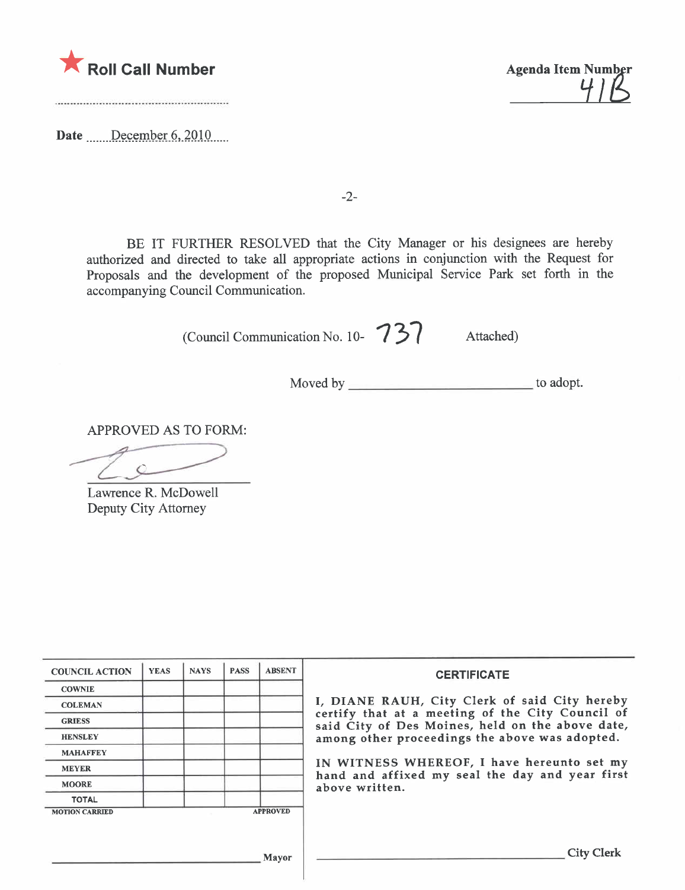★ **Roll Call Number**

Agenda Item Number
41B

Date December 6, 2010

-2-

BE IT FURTHER RESOLVED that the City Manager or his designees are hereby authorized and directed to take all appropriate actions in conjunction with the Request for Proposals and the development of the proposed Municipal Service Park set forth in the accompanying Council Communication.

(Council Communication No. 10- 737 Attached)

Moved by ________________________ to adopt.

APPROVED AS TO FORM:

Lawrence R. McDowell
Deputy City Attorney

| COUNCIL ACTION | YEAS | NAYS | PASS | ABSENT |
|---|---|---|---|---|
| COWNIE | | | | |
| COLEMAN | | | | |
| GRIESS | | | | |
| HENSLEY | | | | |
| MAHAFFEY | | | | |
| MEYER | | | | |
| MOORE | | | | |
| TOTAL | | | | |
| MOTION CARRIED | | | | APPROVED |

________________________ Mayor

**CERTIFICATE**

I, DIANE RAUH, City Clerk of said City hereby certify that at a meeting of the City Council of said City of Des Moines, held on the above date, among other proceedings the above was adopted.

IN WITNESS WHEREOF, I have hereunto set my hand and affixed my seal the day and year first above written.

________________________ City Clerk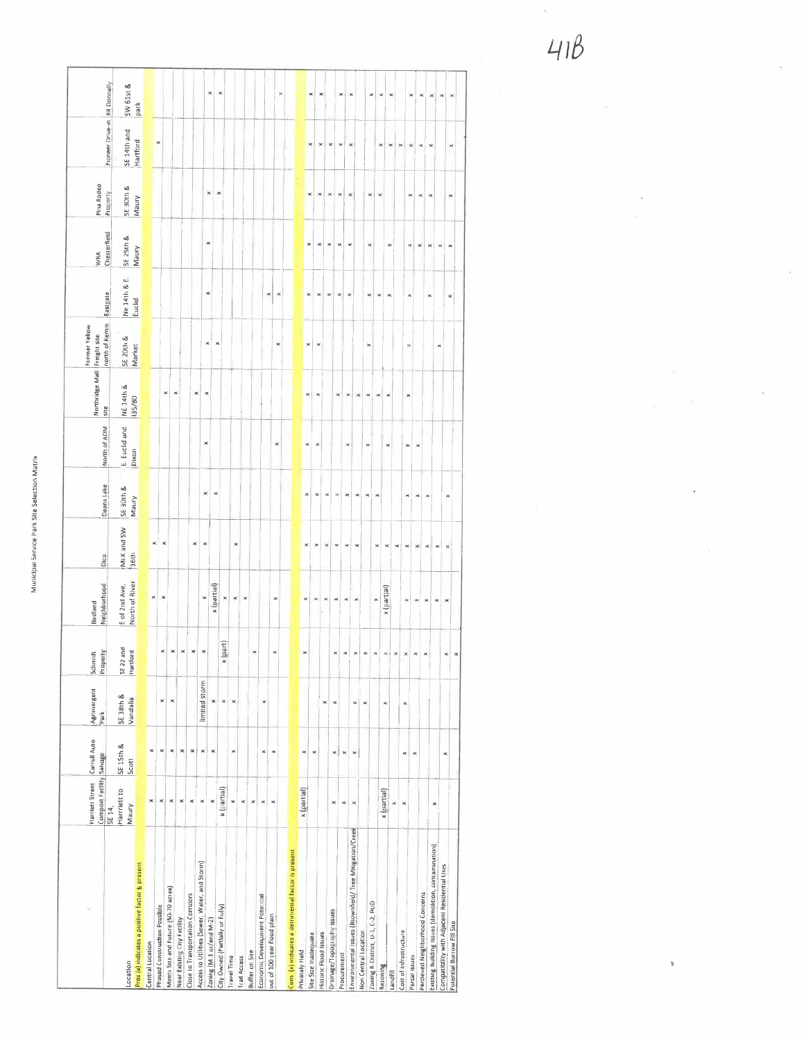# Municipal Service Park Site Selection Matrix

| Location | Harriett Street Compost Facility<br>SE 14, Harriett to Maury | Carroll Auto Salvage<br>SE 15th & Scott | Agrimergent Park<br>SE 38th & Vandalia | Schmidt Property<br>SE 22 and Hartford | Birdland Neighborhood<br>E of 2nd Ave, North of River | Dico<br>MLK and SW 16th | Deans Lake<br>SE 30th & Maury | North of ADM<br>E. Euclid and Dixon | Northridge Mall site<br>NE 14th & I35/80 | Former Yellow Freight site north of Kemin<br>SE 20th & Market | Eastgate<br>Ne 14th & E. Euclid | WRA Chesterfield<br>SE 25th & Maury | Plna Rodeo Property<br>SE 30th & Maury | Pioneer Drive-in<br>SE 14th and Hartford | RR Donnelly<br>SW 61st & park |
|---|---|---|---|---|---|---|---|---|---|---|---|---|---|---|---|
| **Pros (x) indicates a positive factor is present** | | | | | | | | | | | | | | | |
| Central Location | x | x | | | x | x | | | | | | | | | |
| Phased Construction Possible | x | x | x | x | x | x | | | | | | | | x | |
| Meets Size and Future (50-70 acres) | x | x | x | x | | | | | x | | | | | | |
| Near Existing City Facility | x | x | | x | | | | | x | | | | | | |
| Close to Transportation Corridors | x | x | | x | | x | | | x | | | | | | |
| Access to Utilities (Sewer, Water, and Storm) | x | x | limited storm | x | x | x | x | x | x | x | x | x | x | | x |
| Zoning (M-1 or/and M-2) | x | x | x | | | | x | | | x | | | x | | x |
| City Owned (Partially or Fully) | x (partial) | | x | x (part) | x (partial) | | | | | | | | | | |
| Travel Time | x | x | x | | x | | | | | | | | | | |
| Trail Access | x | | | | x | x | | | | | | | | | |
| Buffer on Site | x | | | x | x | | | | | | | | | | |
| Economic Development Potential | x | x | x | | | | | | | | x | | | | |
| out of 100 year flood plain | x | x | | x | x | | | x | | x | x | | | | x |
| **Cons (x) indicates a detrimental factor is present** | | | | | | | | | | | | | | | |
| Privately Held | x (partial) | x | | x | x | x | x | x | x | x | x | x | x | x | x |
| Site Size Inadequate | | x | | | x | x | x | x | x | x | x | x | x | x | x |
| Historic Flood Issues | | | x | | x | x | x | | | | x | x | x | x | |
| Drainage/Topography Issues | x | x | x | x | x | x | x | | x | | x | x | x | x | x |
| Procurement | x | x | | x | x | x | x | x | x | | x | x | x | x | x |
| Environmental Issues (Brownfield/ Tree Mitigation/Creek) | x | x | x | x | x | x | x | | x | | x | x | x | x | |
| Non Central Location | | | x | x | | | x | x | x | x | x | x | x | | x |
| Zoning R District, U-1, C-2, PUD | | | | x | x | x | x | | x | | x | | x | x | x |
| Rezoning | x (partial) | | x | x | x (partial) | x | | x | x | | x | x | | x | x |
| Landfill | x | | | x | | x | | | | | | | | x | |
| Cost of Infrastructure | x | x | x | x | x | x | x | x | x | x | x | x | x | x | x |
| Parcel Issues | | x | | x | x | x | x | x | | | | x | x | x | x |
| Perceived Neighborhood Concerns | | | | x | x | x | x | | | | | x | x | x | x |
| Existing Building Issues (demolition, contamination) | x | | | | x | x | | | | x | x | x | | | x |
| Compatibility with Adjacent Residential Uses | | x | | x | x | x | x | | | | | x | x | x | x |
| Potential Borrow Fill Site | | | | x | x | x | | | | | | | | | x |